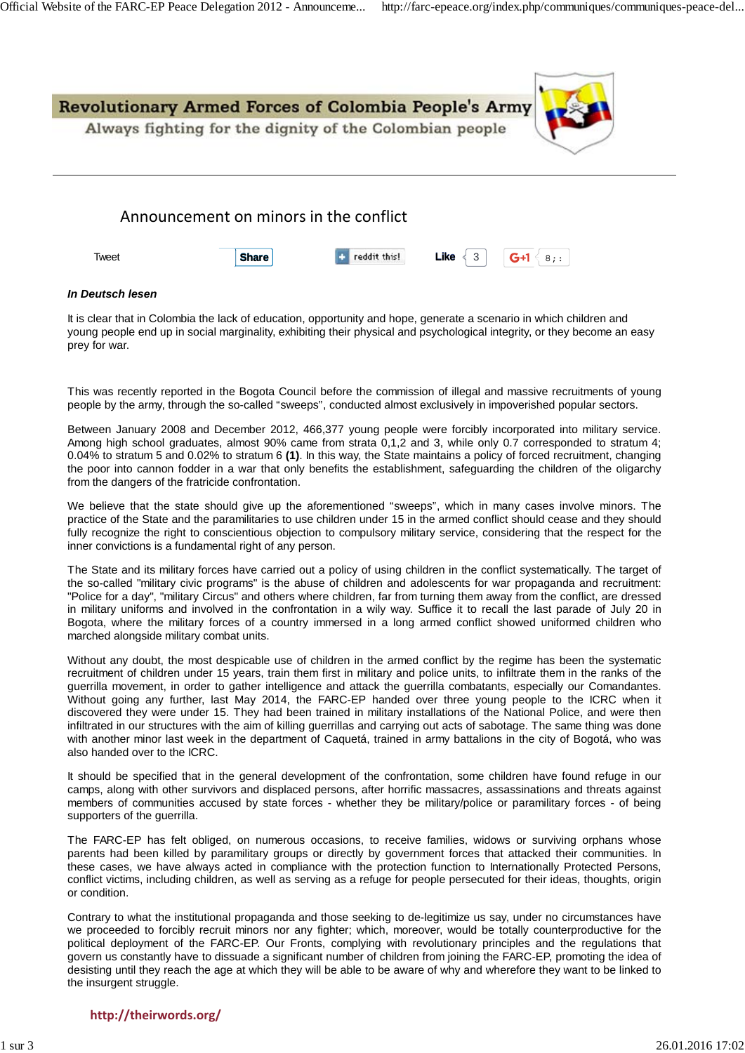# Revolutionary Armed Forces of Colombia People's Army

Always fighting for the dignity of the Colombian people

## Announcement on minors in the conflict

Tweet Share reddit this! Like 3 G+1

***In Deutsch lesen***

It is clear that in Colombia the lack of education, opportunity and hope, generate a scenario in which children and young people end up in social marginality, exhibiting their physical and psychological integrity, or they become an easy prey for war.

This was recently reported in the Bogota Council before the commission of illegal and massive recruitments of young people by the army, through the so-called “sweeps”, conducted almost exclusively in impoverished popular sectors.

Between January 2008 and December 2012, 466,377 young people were forcibly incorporated into military service. Among high school graduates, almost 90% came from strata 0,1,2 and 3, while only 0.7 corresponded to stratum 4; 0.04% to stratum 5 and 0.02% to stratum 6 **(1)**. In this way, the State maintains a policy of forced recruitment, changing the poor into cannon fodder in a war that only benefits the establishment, safeguarding the children of the oligarchy from the dangers of the fratricide confrontation.

We believe that the state should give up the aforementioned “sweeps”, which in many cases involve minors. The practice of the State and the paramilitaries to use children under 15 in the armed conflict should cease and they should fully recognize the right to conscientious objection to compulsory military service, considering that the respect for the inner convictions is a fundamental right of any person.

The State and its military forces have carried out a policy of using children in the conflict systematically. The target of the so-called "military civic programs" is the abuse of children and adolescents for war propaganda and recruitment: "Police for a day", "military Circus" and others where children, far from turning them away from the conflict, are dressed in military uniforms and involved in the confrontation in a wily way. Suffice it to recall the last parade of July 20 in Bogota, where the military forces of a country immersed in a long armed conflict showed uniformed children who marched alongside military combat units.

Without any doubt, the most despicable use of children in the armed conflict by the regime has been the systematic recruitment of children under 15 years, train them first in military and police units, to infiltrate them in the ranks of the guerrilla movement, in order to gather intelligence and attack the guerrilla combatants, especially our Comandantes. Without going any further, last May 2014, the FARC-EP handed over three young people to the ICRC when it discovered they were under 15. They had been trained in military installations of the National Police, and were then infiltrated in our structures with the aim of killing guerrillas and carrying out acts of sabotage. The same thing was done with another minor last week in the department of Caquetá, trained in army battalions in the city of Bogotá, who was also handed over to the ICRC.

It should be specified that in the general development of the confrontation, some children have found refuge in our camps, along with other survivors and displaced persons, after horrific massacres, assassinations and threats against members of communities accused by state forces - whether they be military/police or paramilitary forces - of being supporters of the guerrilla.

The FARC-EP has felt obliged, on numerous occasions, to receive families, widows or surviving orphans whose parents had been killed by paramilitary groups or directly by government forces that attacked their communities. In these cases, we have always acted in compliance with the protection function to Internationally Protected Persons, conflict victims, including children, as well as serving as a refuge for people persecuted for their ideas, thoughts, origin or condition.

Contrary to what the institutional propaganda and those seeking to de-legitimize us say, under no circumstances have we proceeded to forcibly recruit minors nor any fighter; which, moreover, would be totally counterproductive for the political deployment of the FARC-EP. Our Fronts, complying with revolutionary principles and the regulations that govern us constantly have to dissuade a significant number of children from joining the FARC-EP, promoting the idea of desisting until they reach the age at which they will be able to be aware of why and wherefore they want to be linked to the insurgent struggle.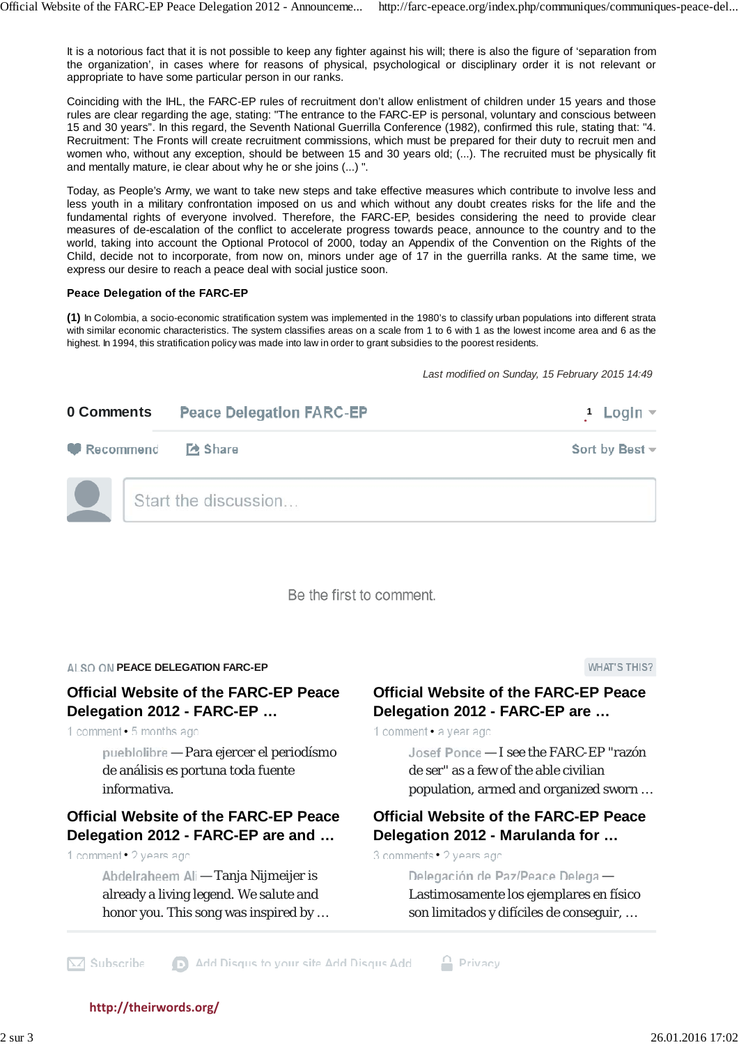It is a notorious fact that it is not possible to keep any fighter against his will; there is also the figure of 'separation from the organization', in cases where for reasons of physical, psychological or disciplinary order it is not relevant or appropriate to have some particular person in our ranks.

Coinciding with the IHL, the FARC-EP rules of recruitment don't allow enlistment of children under 15 years and those rules are clear regarding the age, stating: "The entrance to the FARC-EP is personal, voluntary and conscious between 15 and 30 years". In this regard, the Seventh National Guerrilla Conference (1982), confirmed this rule, stating that: "4. Recruitment: The Fronts will create recruitment commissions, which must be prepared for their duty to recruit men and women who, without any exception, should be between 15 and 30 years old; (...). The recruited must be physically fit and mentally mature, ie clear about why he or she joins (...) ".

Today, as People's Army, we want to take new steps and take effective measures which contribute to involve less and less youth in a military confrontation imposed on us and which without any doubt creates risks for the life and the fundamental rights of everyone involved. Therefore, the FARC-EP, besides considering the need to provide clear measures of de-escalation of the conflict to accelerate progress towards peace, announce to the country and to the world, taking into account the Optional Protocol of 2000, today an Appendix of the Convention on the Rights of the Child, decide not to incorporate, from now on, minors under age of 17 in the guerrilla ranks. At the same time, we express our desire to reach a peace deal with social justice soon.

**Peace Delegation of the FARC-EP**

**(1)** In Colombia, a socio-economic stratification system was implemented in the 1980's to classify urban populations into different strata with similar economic characteristics. The system classifies areas on a scale from 1 to 6 with 1 as the lowest income area and 6 as the highest. In 1994, this stratification policy was made into law in order to grant subsidies to the poorest residents.

*Last modified on Sunday, 15 February 2015 14:49*

**0 Comments** Peace Delegation FARC-EP 1 Login

Recommend Share Sort by Best

Start the discussion...

Be the first to comment.

ALSO ON **PEACE DELEGATION FARC-EP** WHAT'S THIS?

**Official Website of the FARC-EP Peace Delegation 2012 - FARC-EP …**
1 comment • 5 months ago
pueblolibre — Para ejercer el periodísmo de análisis es portuna toda fuente informativa.

**Official Website of the FARC-EP Peace Delegation 2012 - FARC-EP are …**
1 comment • a year ago
Josef Ponce — I see the FARC-EP "razón de ser" as a few of the able civilian population, armed and organized sworn …

**Official Website of the FARC-EP Peace Delegation 2012 - FARC-EP are and …**
1 comment • 2 years ago
Abdelraheem Ali — Tanja Nijmeijer is already a living legend. We salute and honor you. This song was inspired by …

**Official Website of the FARC-EP Peace Delegation 2012 - Marulanda for …**
3 comments • 2 years ago
Delegación de Paz/Peace Delega — Lastimosamente los ejemplares en físico son limitados y difíciles de conseguir, …

Subscribe Add Disqus to your site Add Disqus Add Privacy

**http://theirwords.org/**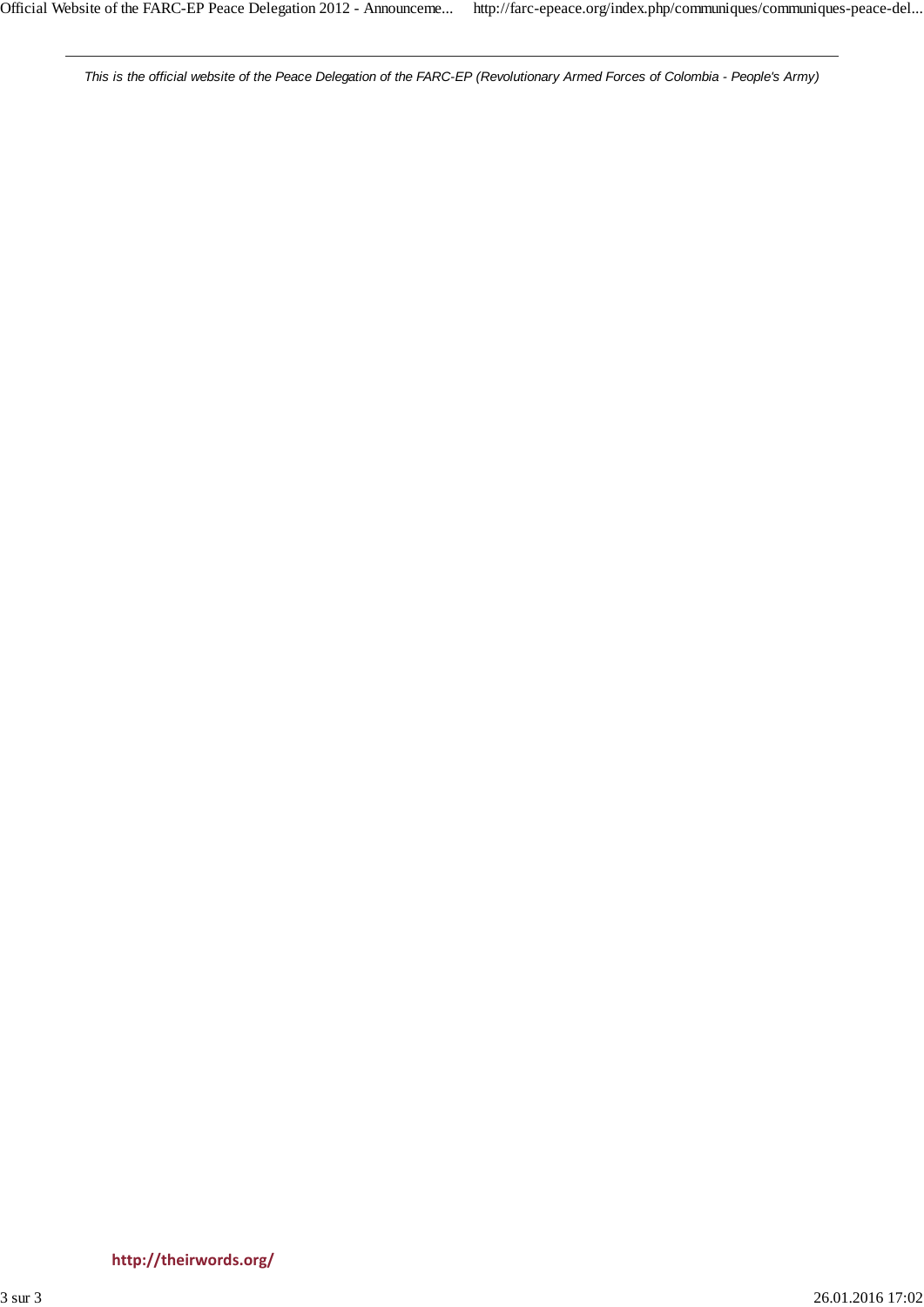*This is the official website of the Peace Delegation of the FARC-EP (Revolutionary Armed Forces of Colombia - People's Army)*

**http://theirwords.org/**